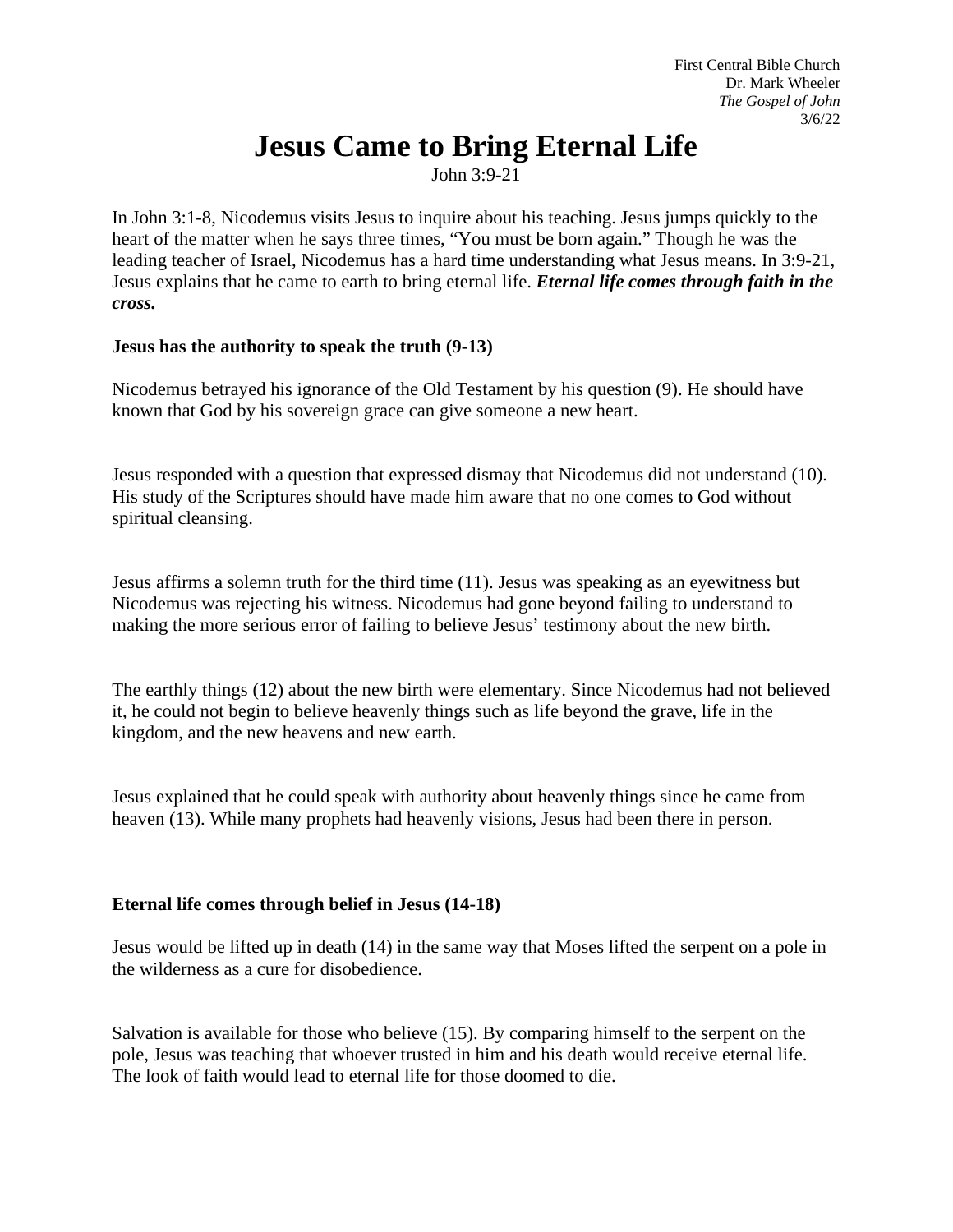First Central Bible Church
Dr. Mark Wheeler
*The Gospel of John*
3/6/22

# Jesus Came to Bring Eternal Life

John 3:9-21

In John 3:1-8, Nicodemus visits Jesus to inquire about his teaching. Jesus jumps quickly to the heart of the matter when he says three times, "You must be born again." Though he was the leading teacher of Israel, Nicodemus has a hard time understanding what Jesus means. In 3:9-21, Jesus explains that he came to earth to bring eternal life. ***Eternal life comes through faith in the cross.***

**Jesus has the authority to speak the truth (9-13)**

Nicodemus betrayed his ignorance of the Old Testament by his question (9). He should have known that God by his sovereign grace can give someone a new heart.

Jesus responded with a question that expressed dismay that Nicodemus did not understand (10). His study of the Scriptures should have made him aware that no one comes to God without spiritual cleansing.

Jesus affirms a solemn truth for the third time (11). Jesus was speaking as an eyewitness but Nicodemus was rejecting his witness. Nicodemus had gone beyond failing to understand to making the more serious error of failing to believe Jesus' testimony about the new birth.

The earthly things (12) about the new birth were elementary. Since Nicodemus had not believed it, he could not begin to believe heavenly things such as life beyond the grave, life in the kingdom, and the new heavens and new earth.

Jesus explained that he could speak with authority about heavenly things since he came from heaven (13). While many prophets had heavenly visions, Jesus had been there in person.

**Eternal life comes through belief in Jesus (14-18)**

Jesus would be lifted up in death (14) in the same way that Moses lifted the serpent on a pole in the wilderness as a cure for disobedience.

Salvation is available for those who believe (15). By comparing himself to the serpent on the pole, Jesus was teaching that whoever trusted in him and his death would receive eternal life. The look of faith would lead to eternal life for those doomed to die.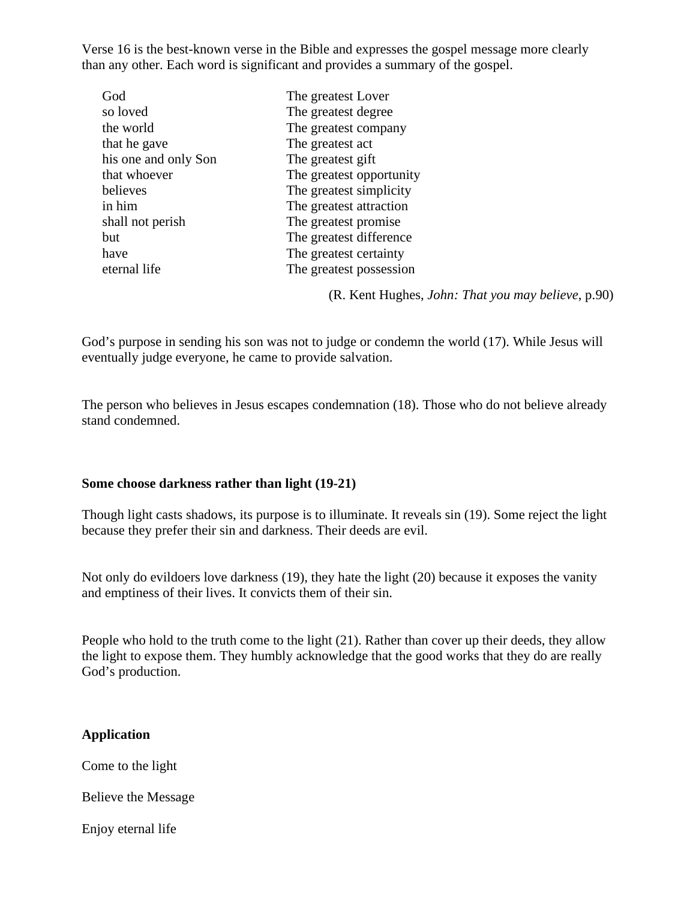Verse 16 is the best-known verse in the Bible and expresses the gospel message more clearly than any other. Each word is significant and provides a summary of the gospel.

| | |
|---|---|
| God | The greatest Lover |
| so loved | The greatest degree |
| the world | The greatest company |
| that he gave | The greatest act |
| his one and only Son | The greatest gift |
| that whoever | The greatest opportunity |
| believes | The greatest simplicity |
| in him | The greatest attraction |
| shall not perish | The greatest promise |
| but | The greatest difference |
| have | The greatest certainty |
| eternal life | The greatest possession |

(R. Kent Hughes, *John: That you may believe*, p.90)

God's purpose in sending his son was not to judge or condemn the world (17). While Jesus will eventually judge everyone, he came to provide salvation.

The person who believes in Jesus escapes condemnation (18). Those who do not believe already stand condemned.

**Some choose darkness rather than light (19-21)**

Though light casts shadows, its purpose is to illuminate. It reveals sin (19). Some reject the light because they prefer their sin and darkness. Their deeds are evil.

Not only do evildoers love darkness (19), they hate the light (20) because it exposes the vanity and emptiness of their lives. It convicts them of their sin.

People who hold to the truth come to the light (21). Rather than cover up their deeds, they allow the light to expose them. They humbly acknowledge that the good works that they do are really God's production.

**Application**

Come to the light

Believe the Message

Enjoy eternal life